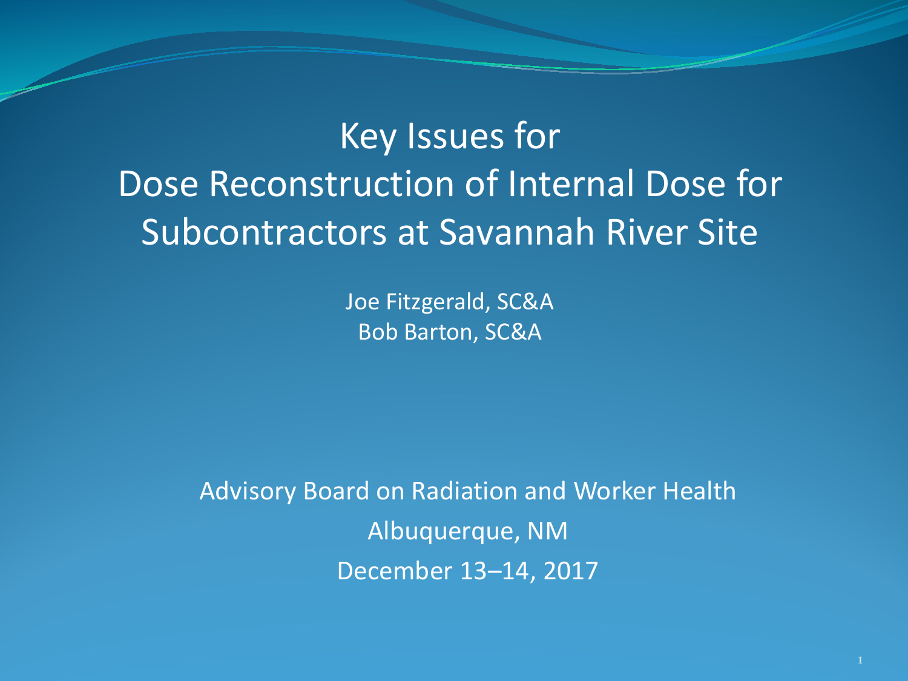# Key Issues for Dose Reconstruction of Internal Dose for Subcontractors at Savannah River Site

Joe Fitzgerald, SC&A
Bob Barton, SC&A

Advisory Board on Radiation and Worker Health
Albuquerque, NM
December 13–14, 2017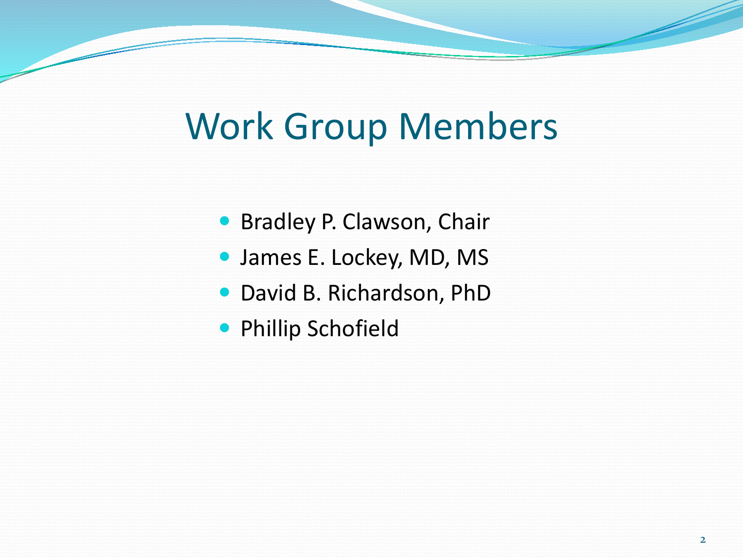# Work Group Members

- Bradley P. Clawson, Chair
- James E. Lockey, MD, MS
- David B. Richardson, PhD
- Phillip Schofield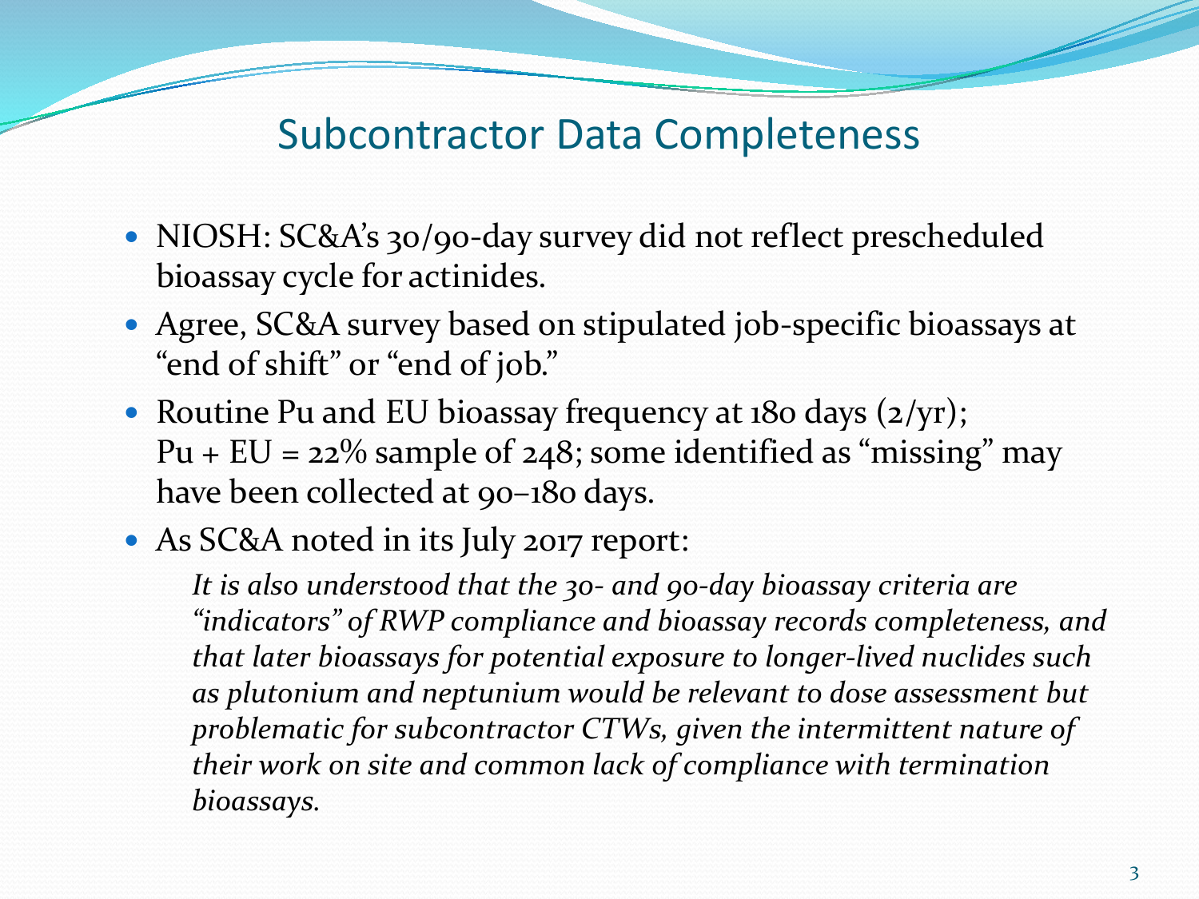# Subcontractor Data Completeness

- NIOSH: SC&A's 30/90-day survey did not reflect prescheduled bioassay cycle for actinides.
- Agree, SC&A survey based on stipulated job-specific bioassays at "end of shift" or "end of job."
- Routine Pu and EU bioassay frequency at 180 days (2/yr); Pu + EU = 22% sample of 248; some identified as "missing" may have been collected at 90–180 days.
- As SC&A noted in its July 2017 report:

  *It is also understood that the 30- and 90-day bioassay criteria are "indicators" of RWP compliance and bioassay records completeness, and that later bioassays for potential exposure to longer-lived nuclides such as plutonium and neptunium would be relevant to dose assessment but problematic for subcontractor CTWs, given the intermittent nature of their work on site and common lack of compliance with termination bioassays.*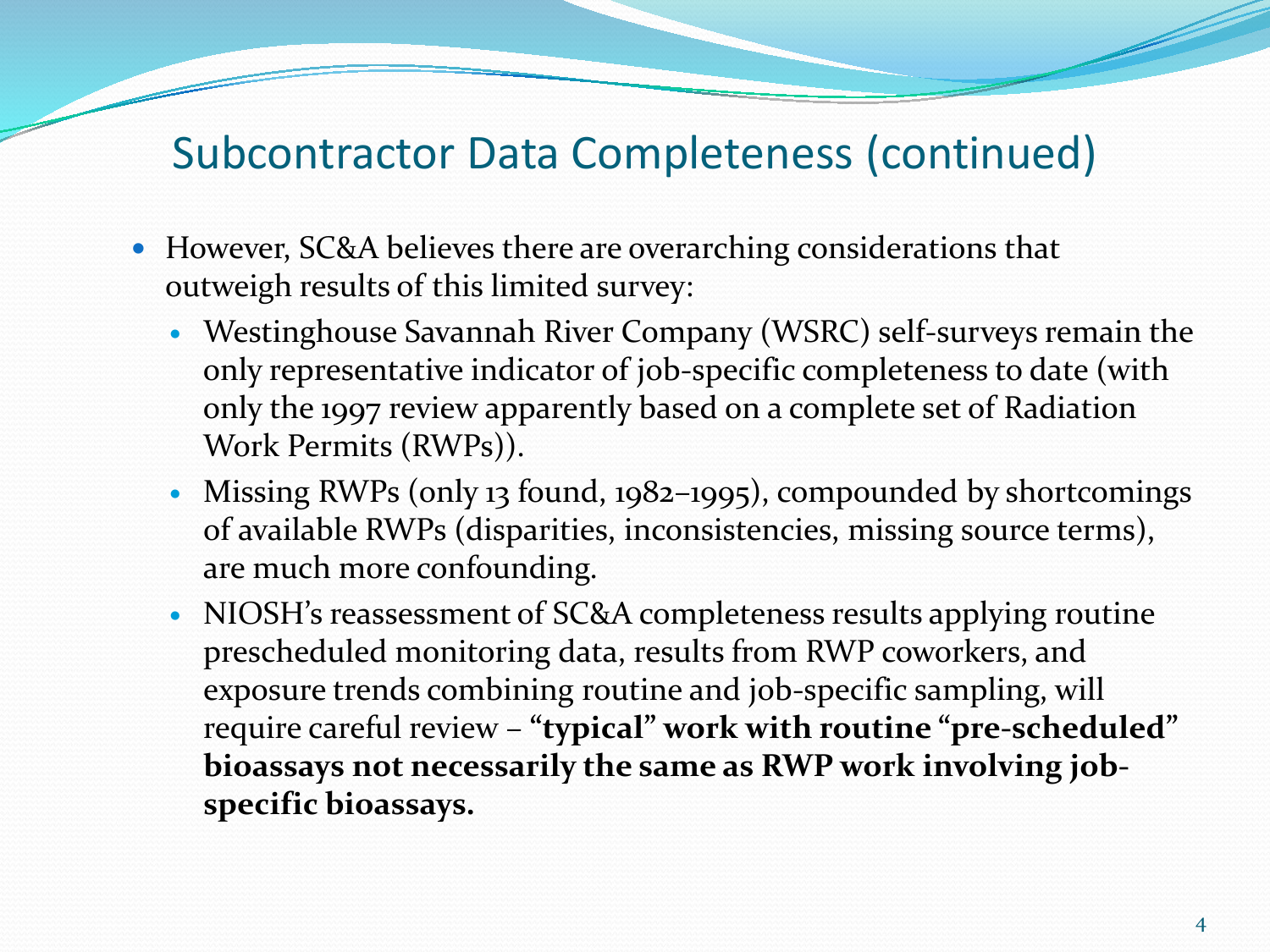# Subcontractor Data Completeness (continued)

- However, SC&A believes there are overarching considerations that outweigh results of this limited survey:
  - Westinghouse Savannah River Company (WSRC) self-surveys remain the only representative indicator of job-specific completeness to date (with only the 1997 review apparently based on a complete set of Radiation Work Permits (RWPs)).
  - Missing RWPs (only 13 found, 1982–1995), compounded by shortcomings of available RWPs (disparities, inconsistencies, missing source terms), are much more confounding.
  - NIOSH's reassessment of SC&A completeness results applying routine prescheduled monitoring data, results from RWP coworkers, and exposure trends combining routine and job-specific sampling, will require careful review – **"typical" work with routine "pre-scheduled" bioassays not necessarily the same as RWP work involving job-specific bioassays.**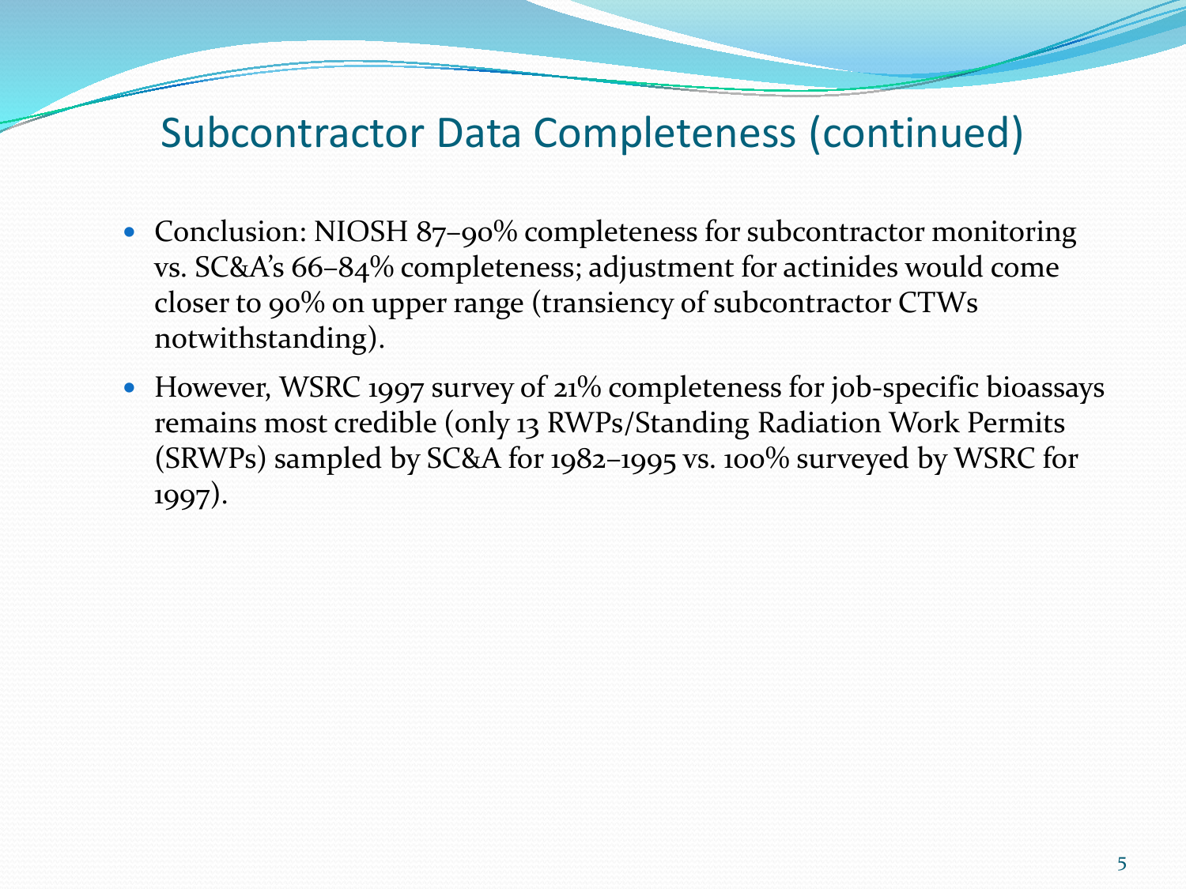# Subcontractor Data Completeness (continued)

- Conclusion: NIOSH 87–90% completeness for subcontractor monitoring vs. SC&A's 66–84% completeness; adjustment for actinides would come closer to 90% on upper range (transiency of subcontractor CTWs notwithstanding).
- However, WSRC 1997 survey of 21% completeness for job-specific bioassays remains most credible (only 13 RWPs/Standing Radiation Work Permits (SRWPs) sampled by SC&A for 1982–1995 vs. 100% surveyed by WSRC for 1997).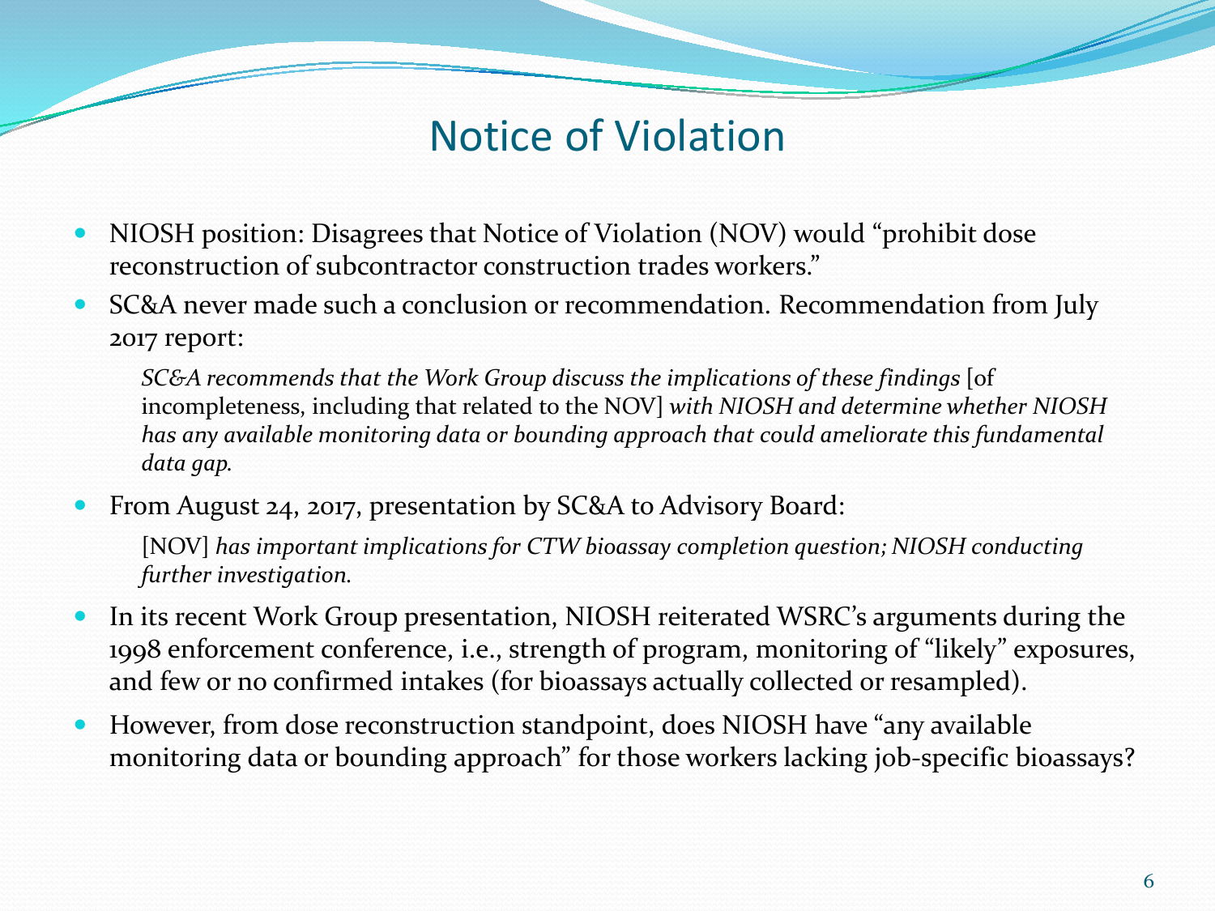# Notice of Violation

- NIOSH position: Disagrees that Notice of Violation (NOV) would "prohibit dose reconstruction of subcontractor construction trades workers."
- SC&A never made such a conclusion or recommendation. Recommendation from July 2017 report:

  *SC&A recommends that the Work Group discuss the implications of these findings* [of incompleteness, including that related to the NOV] *with NIOSH and determine whether NIOSH has any available monitoring data or bounding approach that could ameliorate this fundamental data gap.*

- From August 24, 2017, presentation by SC&A to Advisory Board:

  [NOV] *has important implications for CTW bioassay completion question; NIOSH conducting further investigation.*

- In its recent Work Group presentation, NIOSH reiterated WSRC's arguments during the 1998 enforcement conference, i.e., strength of program, monitoring of "likely" exposures, and few or no confirmed intakes (for bioassays actually collected or resampled).
- However, from dose reconstruction standpoint, does NIOSH have "any available monitoring data or bounding approach" for those workers lacking job-specific bioassays?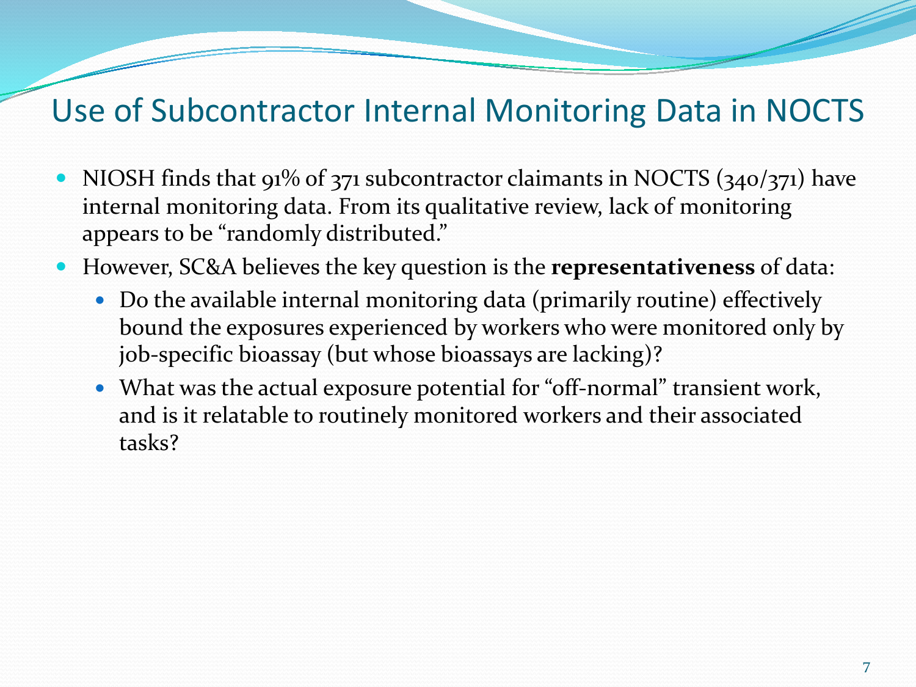# Use of Subcontractor Internal Monitoring Data in NOCTS

- NIOSH finds that 91% of 371 subcontractor claimants in NOCTS (340/371) have internal monitoring data. From its qualitative review, lack of monitoring appears to be "randomly distributed."
- However, SC&A believes the key question is the **representativeness** of data:
  - Do the available internal monitoring data (primarily routine) effectively bound the exposures experienced by workers who were monitored only by job-specific bioassay (but whose bioassays are lacking)?
  - What was the actual exposure potential for "off-normal" transient work, and is it relatable to routinely monitored workers and their associated tasks?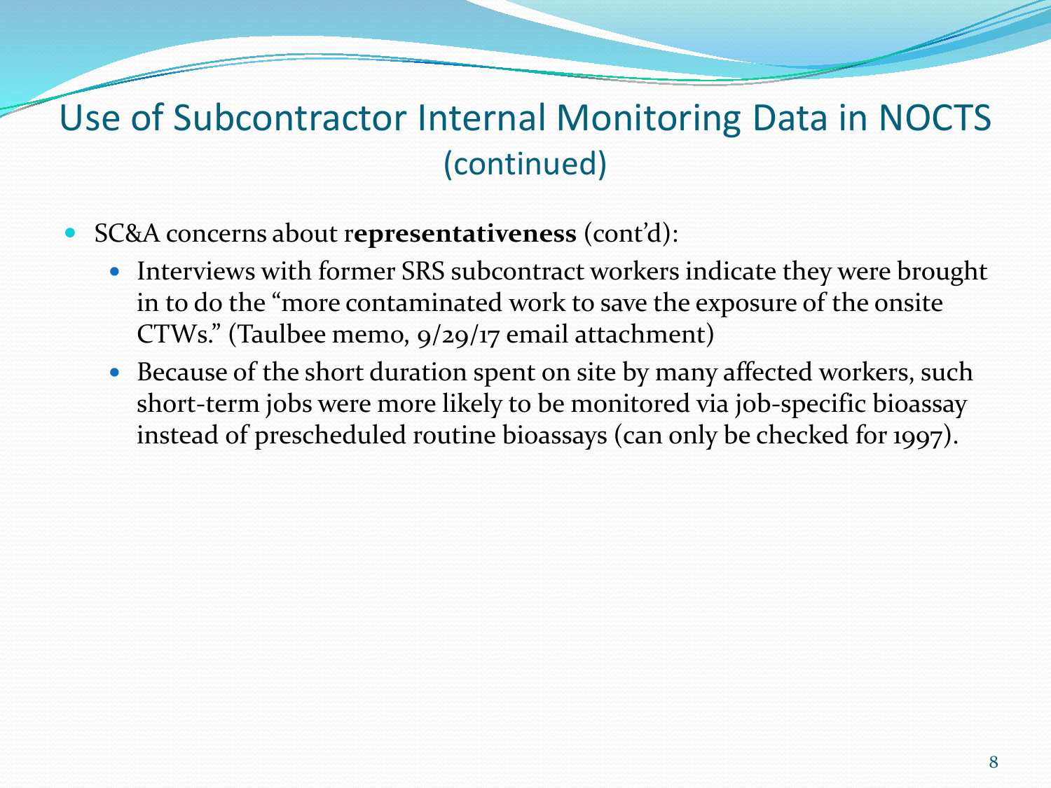# Use of Subcontractor Internal Monitoring Data in NOCTS (continued)

- SC&A concerns about r**epresentativeness** (cont'd):
  - Interviews with former SRS subcontract workers indicate they were brought in to do the "more contaminated work to save the exposure of the onsite CTWs." (Taulbee memo, 9/29/17 email attachment)
  - Because of the short duration spent on site by many affected workers, such short-term jobs were more likely to be monitored via job-specific bioassay instead of prescheduled routine bioassays (can only be checked for 1997).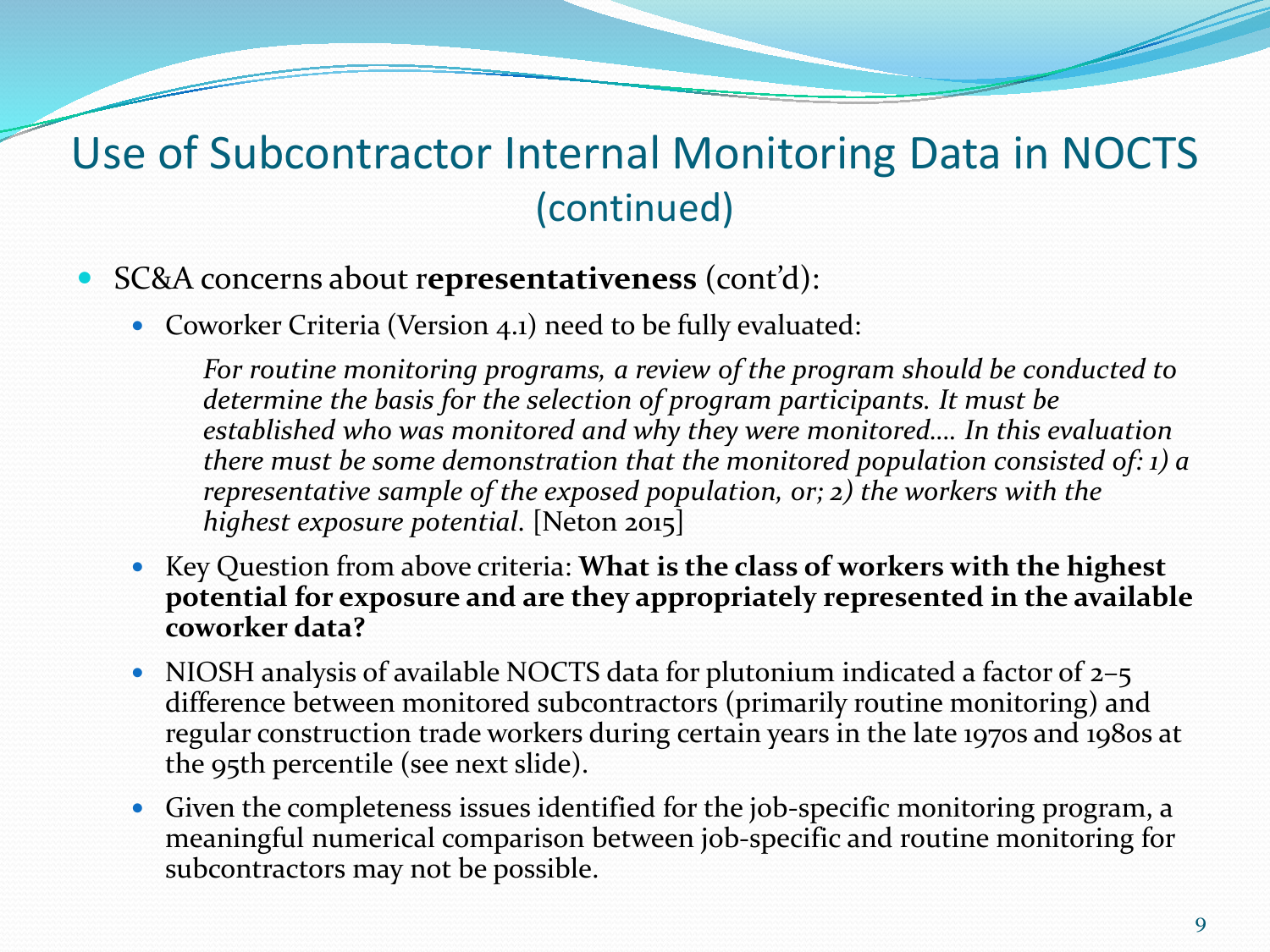# Use of Subcontractor Internal Monitoring Data in NOCTS (continued)

- SC&A concerns about r**epresentativeness** (cont'd):
  - Coworker Criteria (Version 4.1) need to be fully evaluated:

    *For routine monitoring programs, a review of the program should be conducted to determine the basis for the selection of program participants. It must be established who was monitored and why they were monitored…. In this evaluation there must be some demonstration that the monitored population consisted of: 1) a representative sample of the exposed population, or; 2) the workers with the highest exposure potential.* [Neton 2015]

  - Key Question from above criteria: **What is the class of workers with the highest potential for exposure and are they appropriately represented in the available coworker data?**
  - NIOSH analysis of available NOCTS data for plutonium indicated a factor of 2–5 difference between monitored subcontractors (primarily routine monitoring) and regular construction trade workers during certain years in the late 1970s and 1980s at the 95th percentile (see next slide).
  - Given the completeness issues identified for the job-specific monitoring program, a meaningful numerical comparison between job-specific and routine monitoring for subcontractors may not be possible.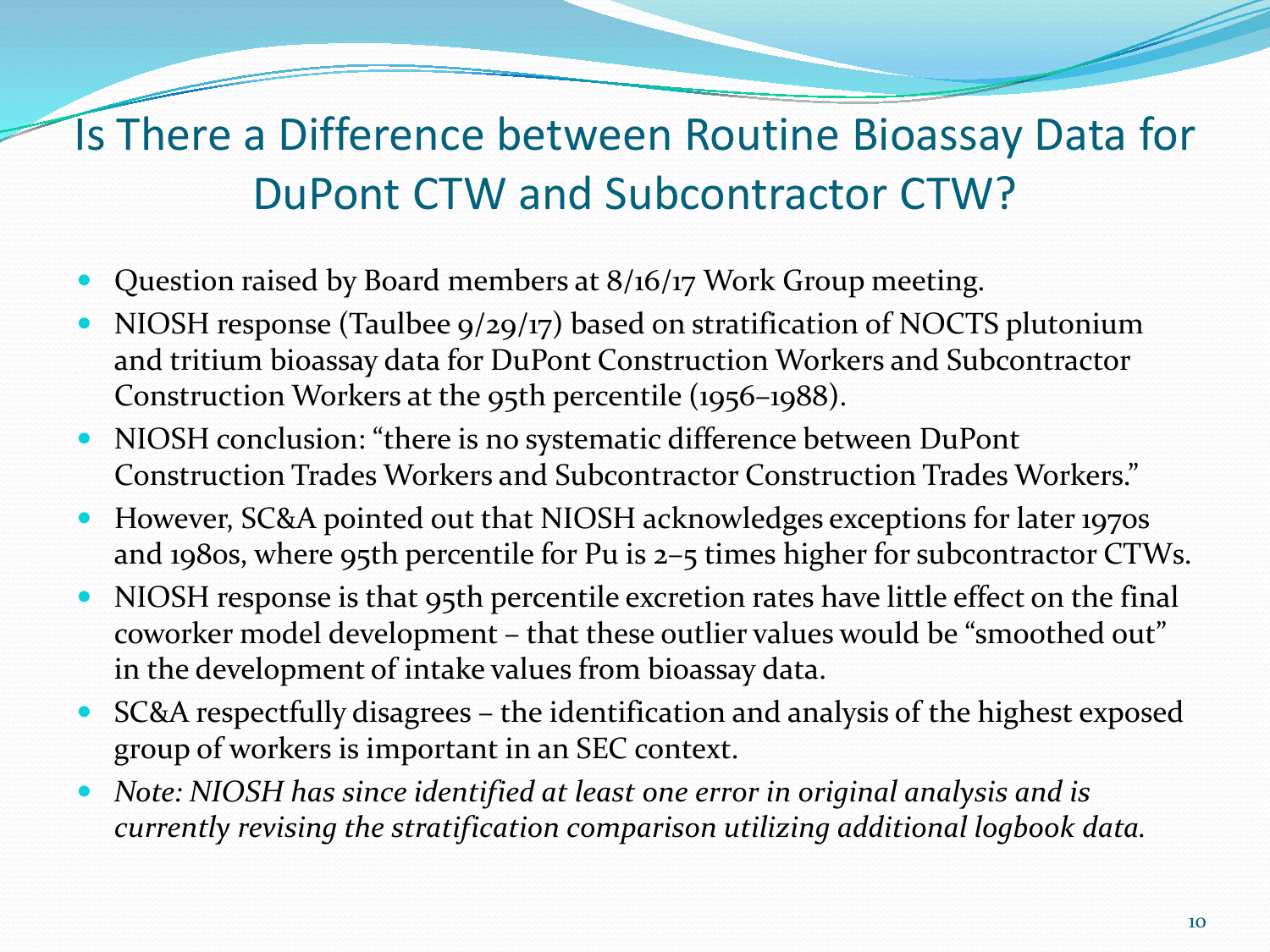# Is There a Difference between Routine Bioassay Data for DuPont CTW and Subcontractor CTW?

- Question raised by Board members at 8/16/17 Work Group meeting.
- NIOSH response (Taulbee 9/29/17) based on stratification of NOCTS plutonium and tritium bioassay data for DuPont Construction Workers and Subcontractor Construction Workers at the 95th percentile (1956–1988).
- NIOSH conclusion: "there is no systematic difference between DuPont Construction Trades Workers and Subcontractor Construction Trades Workers."
- However, SC&A pointed out that NIOSH acknowledges exceptions for later 1970s and 1980s, where 95th percentile for Pu is 2–5 times higher for subcontractor CTWs.
- NIOSH response is that 95th percentile excretion rates have little effect on the final coworker model development – that these outlier values would be "smoothed out" in the development of intake values from bioassay data.
- SC&A respectfully disagrees – the identification and analysis of the highest exposed group of workers is important in an SEC context.
- *Note: NIOSH has since identified at least one error in original analysis and is currently revising the stratification comparison utilizing additional logbook data.*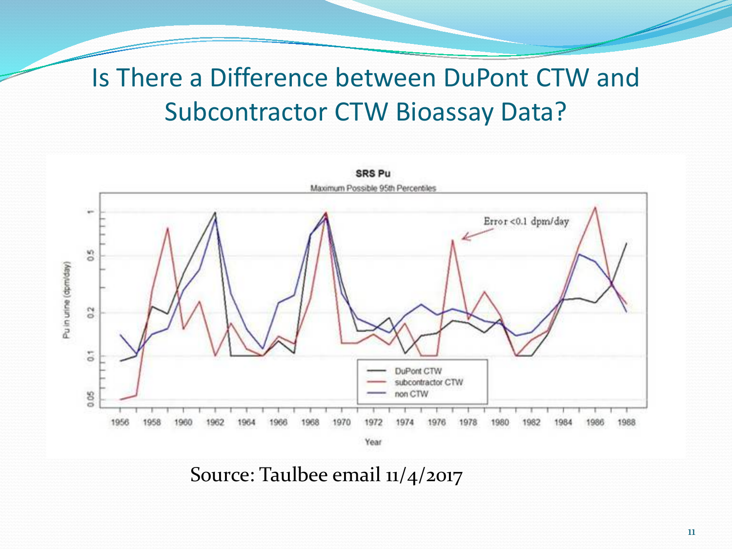# Is There a Difference between DuPont CTW and Subcontractor CTW Bioassay Data?

Source: Taulbee email 11/4/2017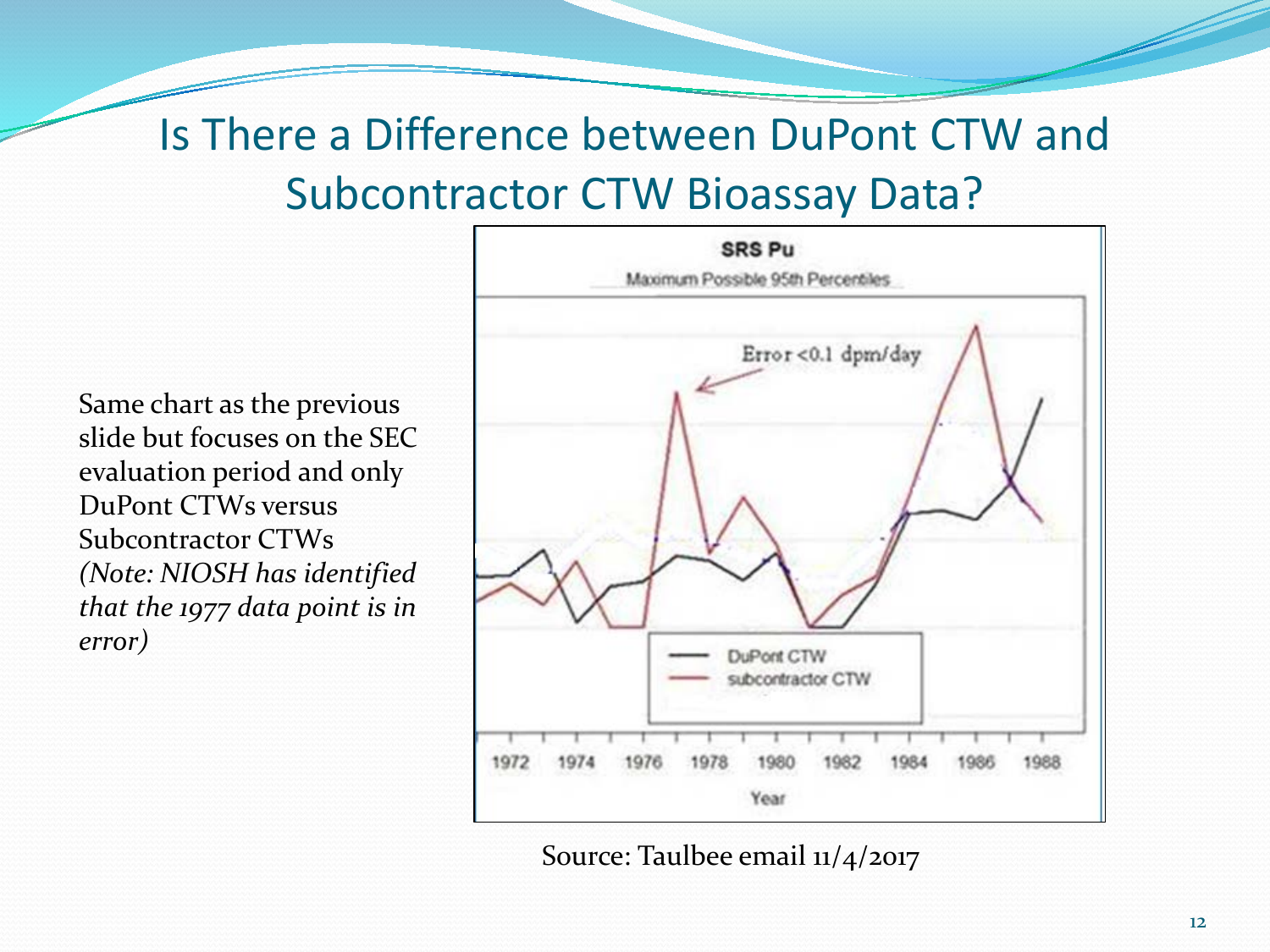# Is There a Difference between DuPont CTW and Subcontractor CTW Bioassay Data?

Same chart as the previous slide but focuses on the SEC evaluation period and only DuPont CTWs versus Subcontractor CTWs *(Note: NIOSH has identified that the 1977 data point is in error)*

**SRS Pu**

Maximum Possible 95th Percentiles

Error <0.1 dpm/day

DuPont CTW
subcontractor CTW

1972 1974 1976 1978 1980 1982 1984 1986 1988

Year

Source: Taulbee email 11/4/2017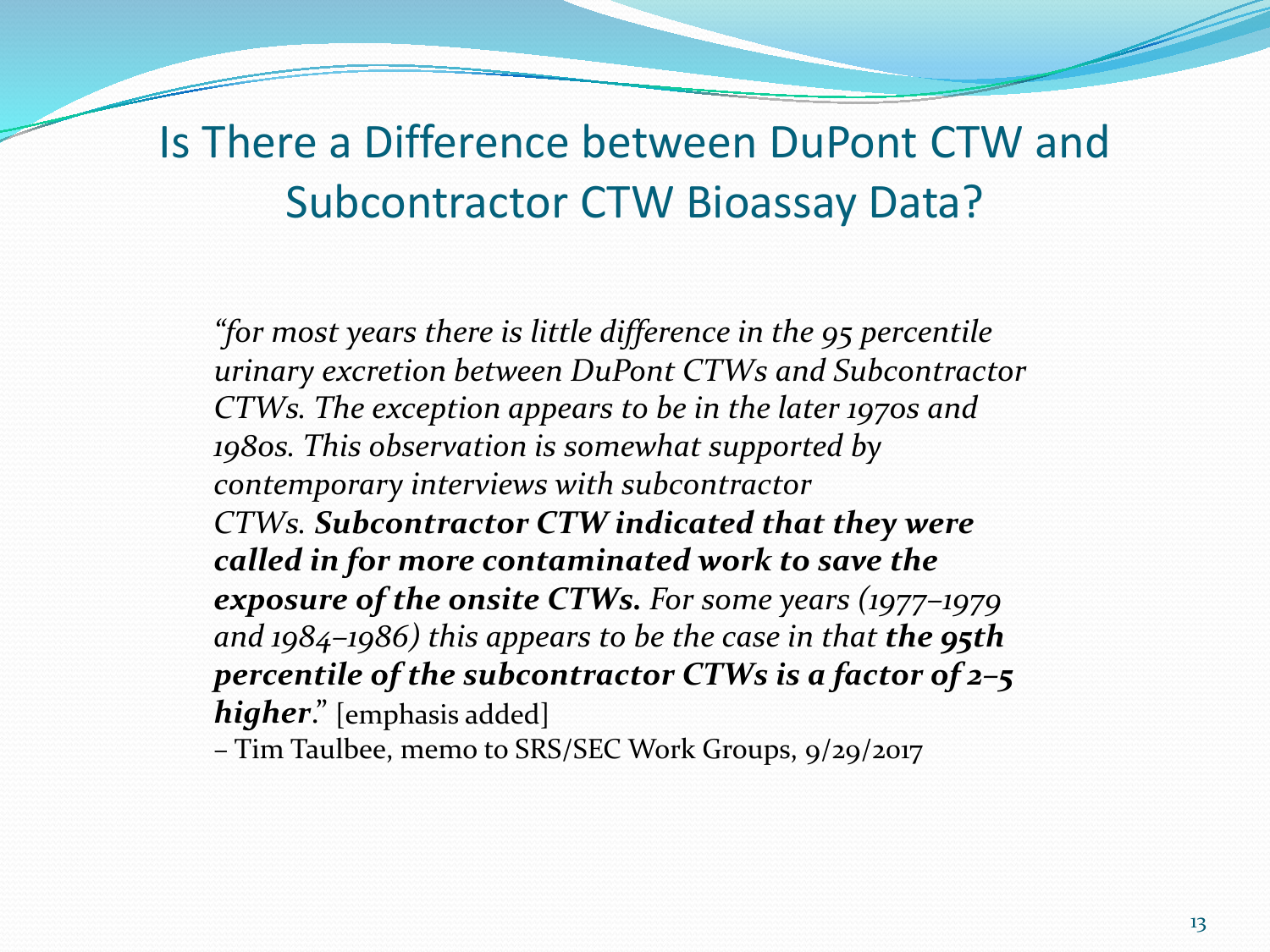# Is There a Difference between DuPont CTW and Subcontractor CTW Bioassay Data?

*"for most years there is little difference in the 95 percentile urinary excretion between DuPont CTWs and Subcontractor CTWs. The exception appears to be in the later 1970s and 1980s. This observation is somewhat supported by contemporary interviews with subcontractor CTWs.* ***Subcontractor CTW indicated that they were called in for more contaminated work to save the exposure of the onsite CTWs.*** *For some years (1977–1979 and 1984–1986) this appears to be the case in that* ***the 95th percentile of the subcontractor CTWs is a factor of 2–5 higher***." [emphasis added]

– Tim Taulbee, memo to SRS/SEC Work Groups, 9/29/2017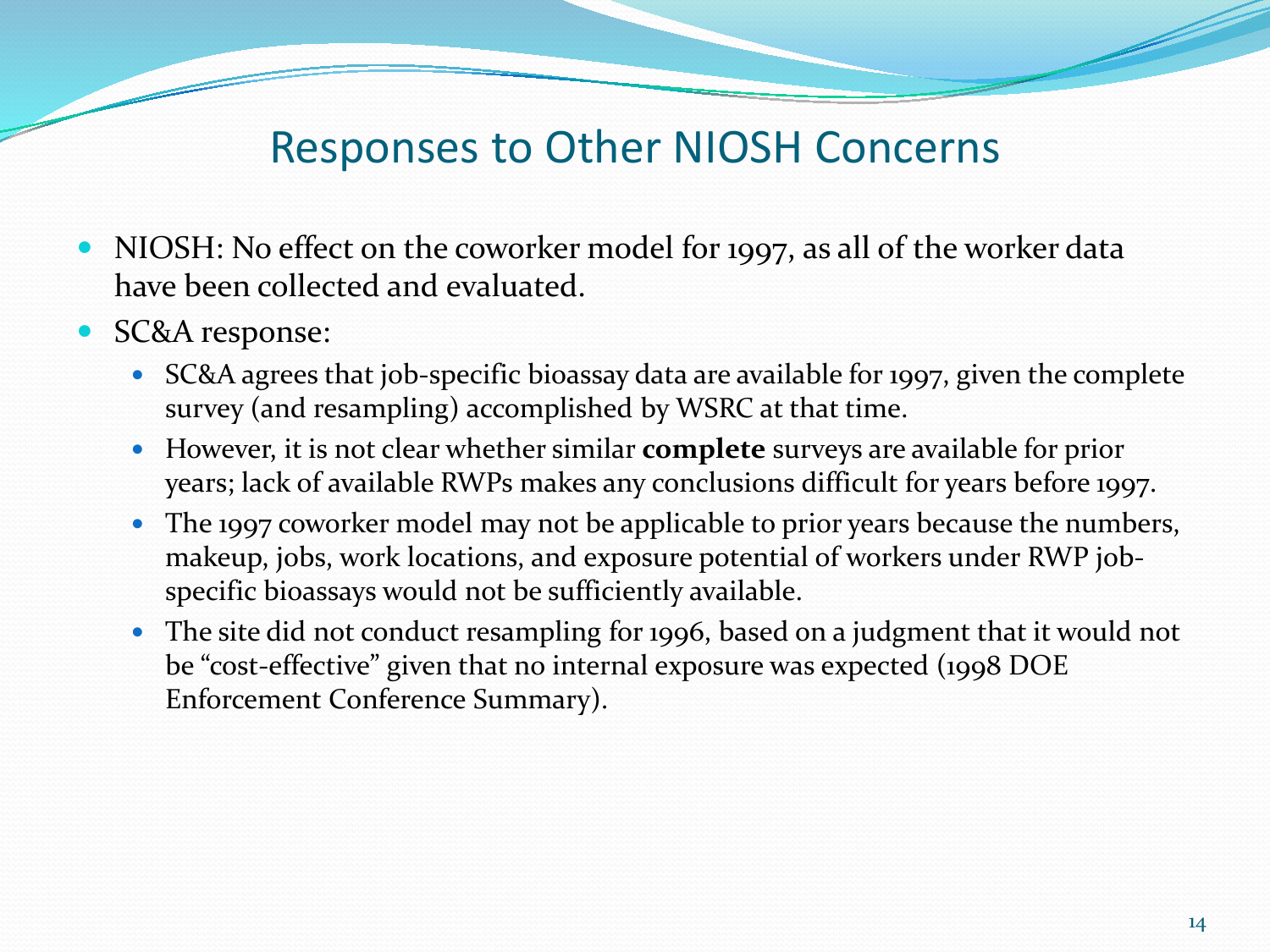# Responses to Other NIOSH Concerns

- NIOSH: No effect on the coworker model for 1997, as all of the worker data have been collected and evaluated.
- SC&A response:
  - SC&A agrees that job-specific bioassay data are available for 1997, given the complete survey (and resampling) accomplished by WSRC at that time.
  - However, it is not clear whether similar **complete** surveys are available for prior years; lack of available RWPs makes any conclusions difficult for years before 1997.
  - The 1997 coworker model may not be applicable to prior years because the numbers, makeup, jobs, work locations, and exposure potential of workers under RWP job-specific bioassays would not be sufficiently available.
  - The site did not conduct resampling for 1996, based on a judgment that it would not be "cost-effective" given that no internal exposure was expected (1998 DOE Enforcement Conference Summary).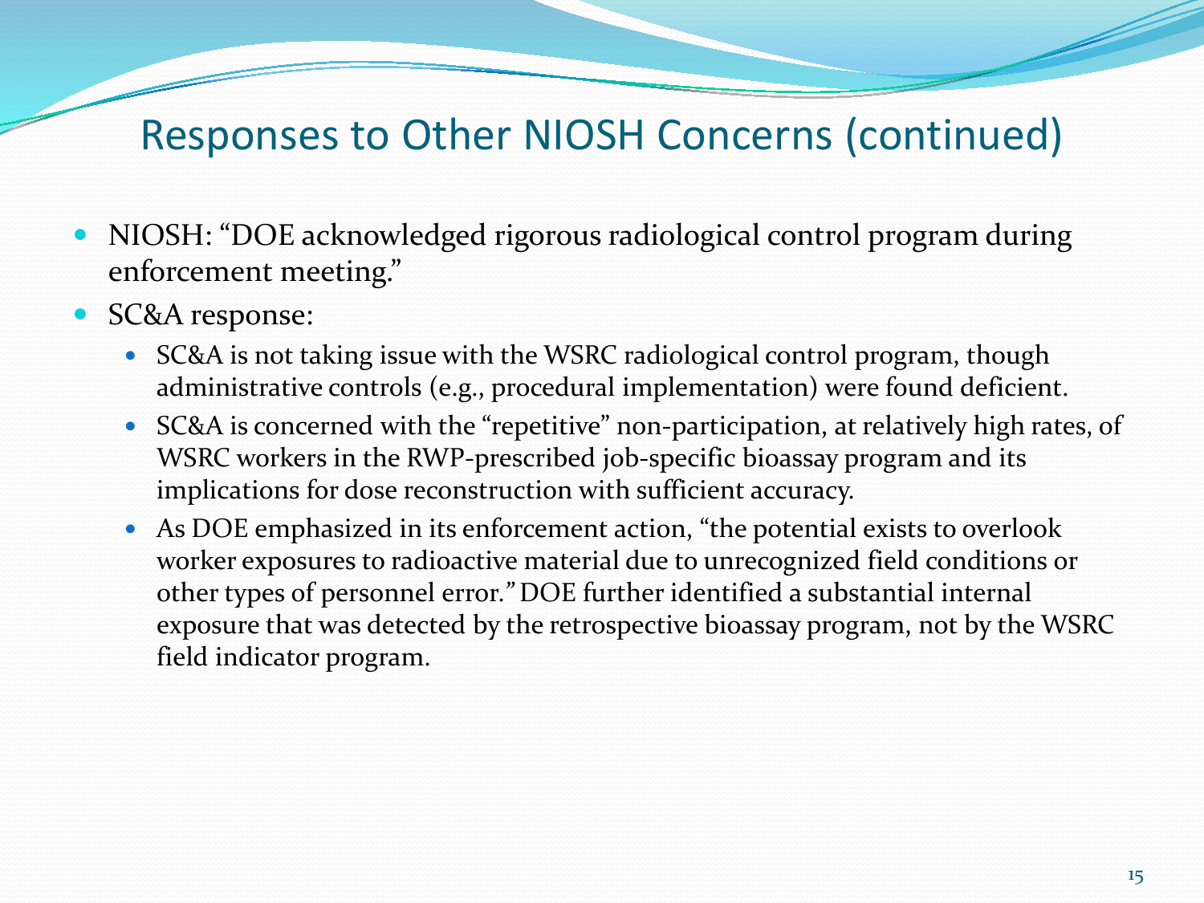# Responses to Other NIOSH Concerns (continued)

- NIOSH: "DOE acknowledged rigorous radiological control program during enforcement meeting."
- SC&A response:
  - SC&A is not taking issue with the WSRC radiological control program, though administrative controls (e.g., procedural implementation) were found deficient.
  - SC&A is concerned with the "repetitive" non-participation, at relatively high rates, of WSRC workers in the RWP-prescribed job-specific bioassay program and its implications for dose reconstruction with sufficient accuracy.
  - As DOE emphasized in its enforcement action, "the potential exists to overlook worker exposures to radioactive material due to unrecognized field conditions or other types of personnel error." DOE further identified a substantial internal exposure that was detected by the retrospective bioassay program, not by the WSRC field indicator program.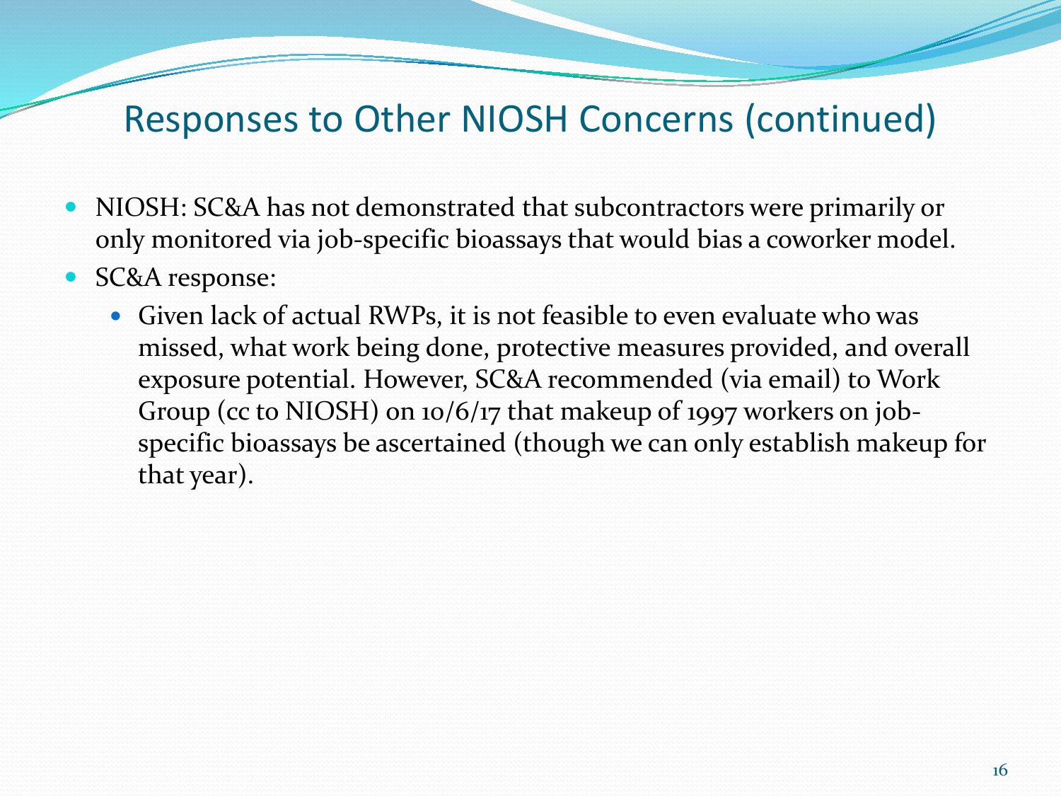# Responses to Other NIOSH Concerns (continued)

- NIOSH: SC&A has not demonstrated that subcontractors were primarily or only monitored via job-specific bioassays that would bias a coworker model.
- SC&A response:
  - Given lack of actual RWPs, it is not feasible to even evaluate who was missed, what work being done, protective measures provided, and overall exposure potential. However, SC&A recommended (via email) to Work Group (cc to NIOSH) on 10/6/17 that makeup of 1997 workers on job-specific bioassays be ascertained (though we can only establish makeup for that year).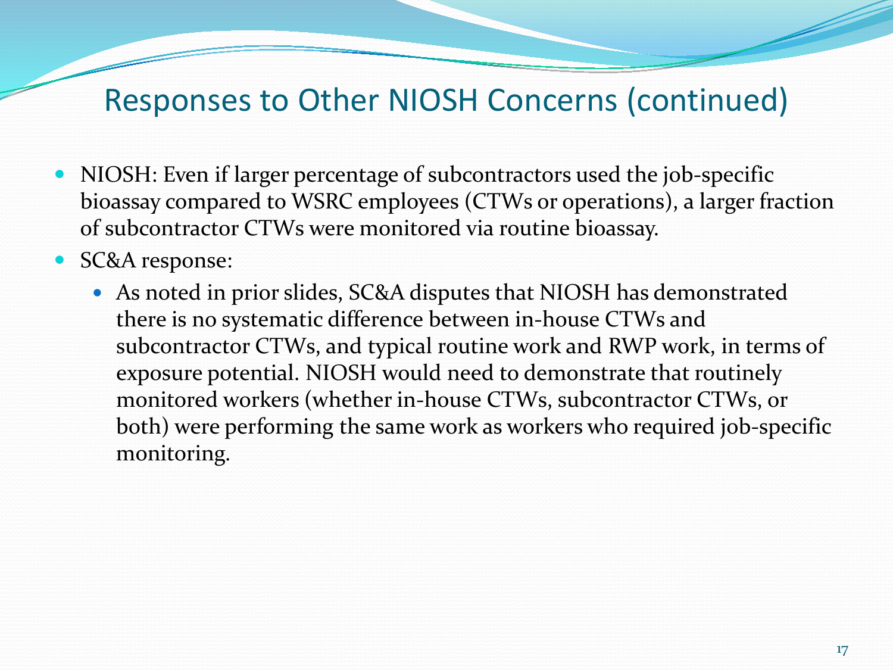# Responses to Other NIOSH Concerns (continued)

- NIOSH: Even if larger percentage of subcontractors used the job-specific bioassay compared to WSRC employees (CTWs or operations), a larger fraction of subcontractor CTWs were monitored via routine bioassay.
- SC&A response:
  - As noted in prior slides, SC&A disputes that NIOSH has demonstrated there is no systematic difference between in-house CTWs and subcontractor CTWs, and typical routine work and RWP work, in terms of exposure potential. NIOSH would need to demonstrate that routinely monitored workers (whether in-house CTWs, subcontractor CTWs, or both) were performing the same work as workers who required job-specific monitoring.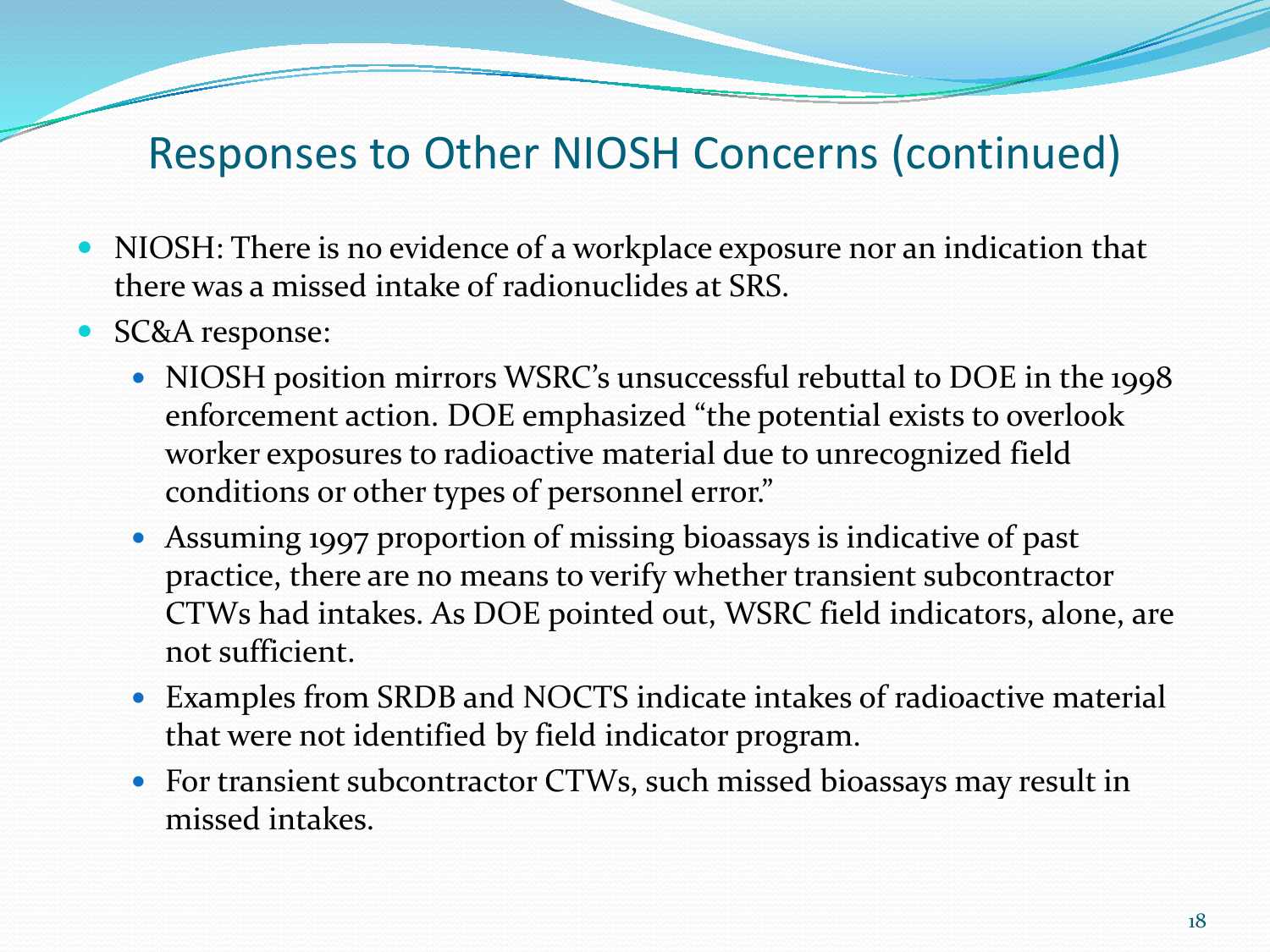# Responses to Other NIOSH Concerns (continued)

- NIOSH: There is no evidence of a workplace exposure nor an indication that there was a missed intake of radionuclides at SRS.
- SC&A response:
  - NIOSH position mirrors WSRC's unsuccessful rebuttal to DOE in the 1998 enforcement action. DOE emphasized "the potential exists to overlook worker exposures to radioactive material due to unrecognized field conditions or other types of personnel error."
  - Assuming 1997 proportion of missing bioassays is indicative of past practice, there are no means to verify whether transient subcontractor CTWs had intakes. As DOE pointed out, WSRC field indicators, alone, are not sufficient.
  - Examples from SRDB and NOCTS indicate intakes of radioactive material that were not identified by field indicator program.
  - For transient subcontractor CTWs, such missed bioassays may result in missed intakes.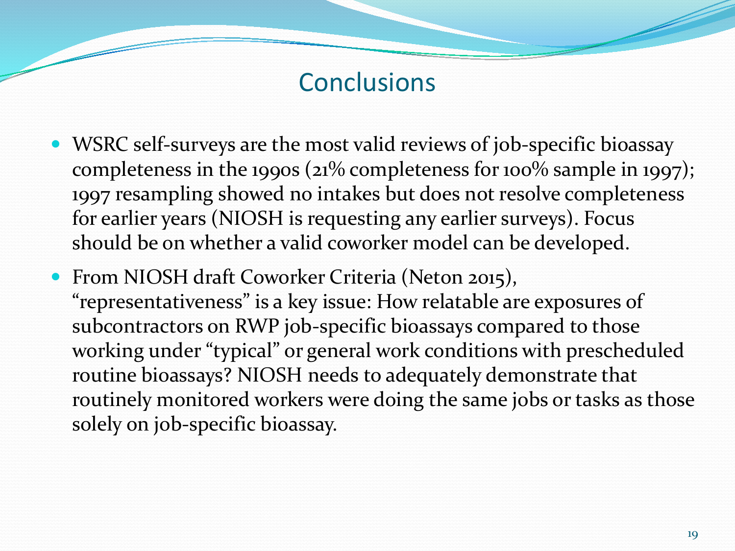# Conclusions

- WSRC self-surveys are the most valid reviews of job-specific bioassay completeness in the 1990s (21% completeness for 100% sample in 1997); 1997 resampling showed no intakes but does not resolve completeness for earlier years (NIOSH is requesting any earlier surveys). Focus should be on whether a valid coworker model can be developed.
- From NIOSH draft Coworker Criteria (Neton 2015), "representativeness" is a key issue: How relatable are exposures of subcontractors on RWP job-specific bioassays compared to those working under "typical" or general work conditions with prescheduled routine bioassays? NIOSH needs to adequately demonstrate that routinely monitored workers were doing the same jobs or tasks as those solely on job-specific bioassay.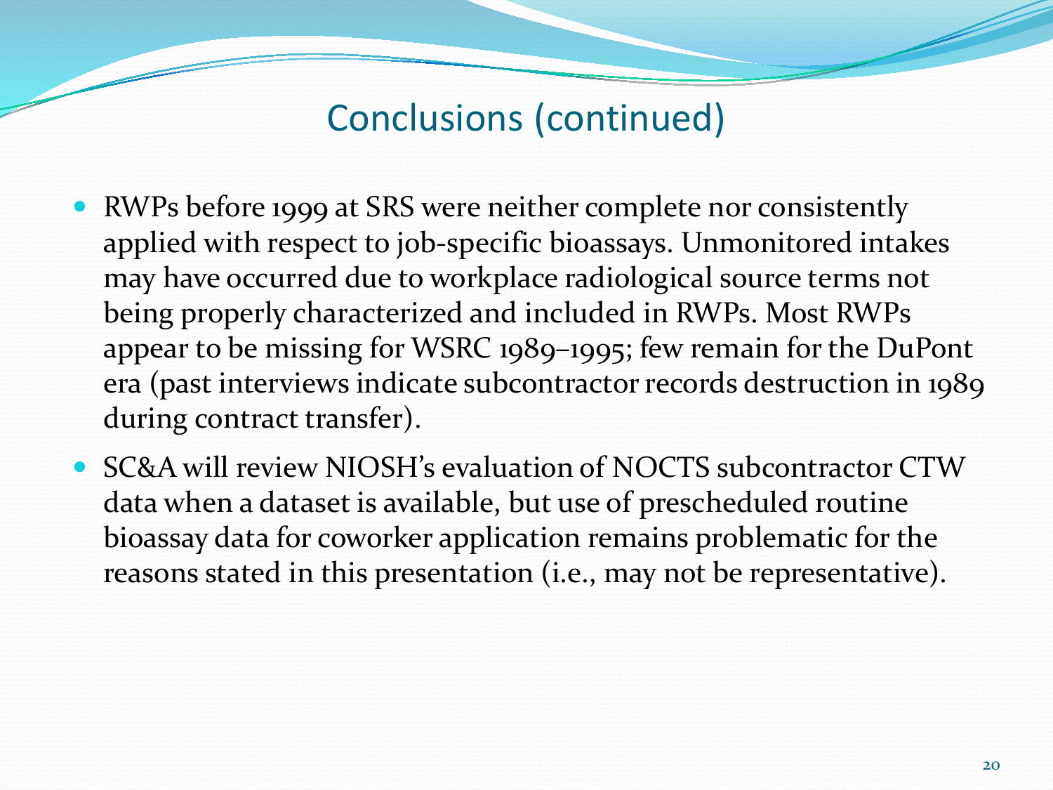# Conclusions (continued)

- RWPs before 1999 at SRS were neither complete nor consistently applied with respect to job-specific bioassays. Unmonitored intakes may have occurred due to workplace radiological source terms not being properly characterized and included in RWPs. Most RWPs appear to be missing for WSRC 1989–1995; few remain for the DuPont era (past interviews indicate subcontractor records destruction in 1989 during contract transfer).
- SC&A will review NIOSH's evaluation of NOCTS subcontractor CTW data when a dataset is available, but use of prescheduled routine bioassay data for coworker application remains problematic for the reasons stated in this presentation (i.e., may not be representative).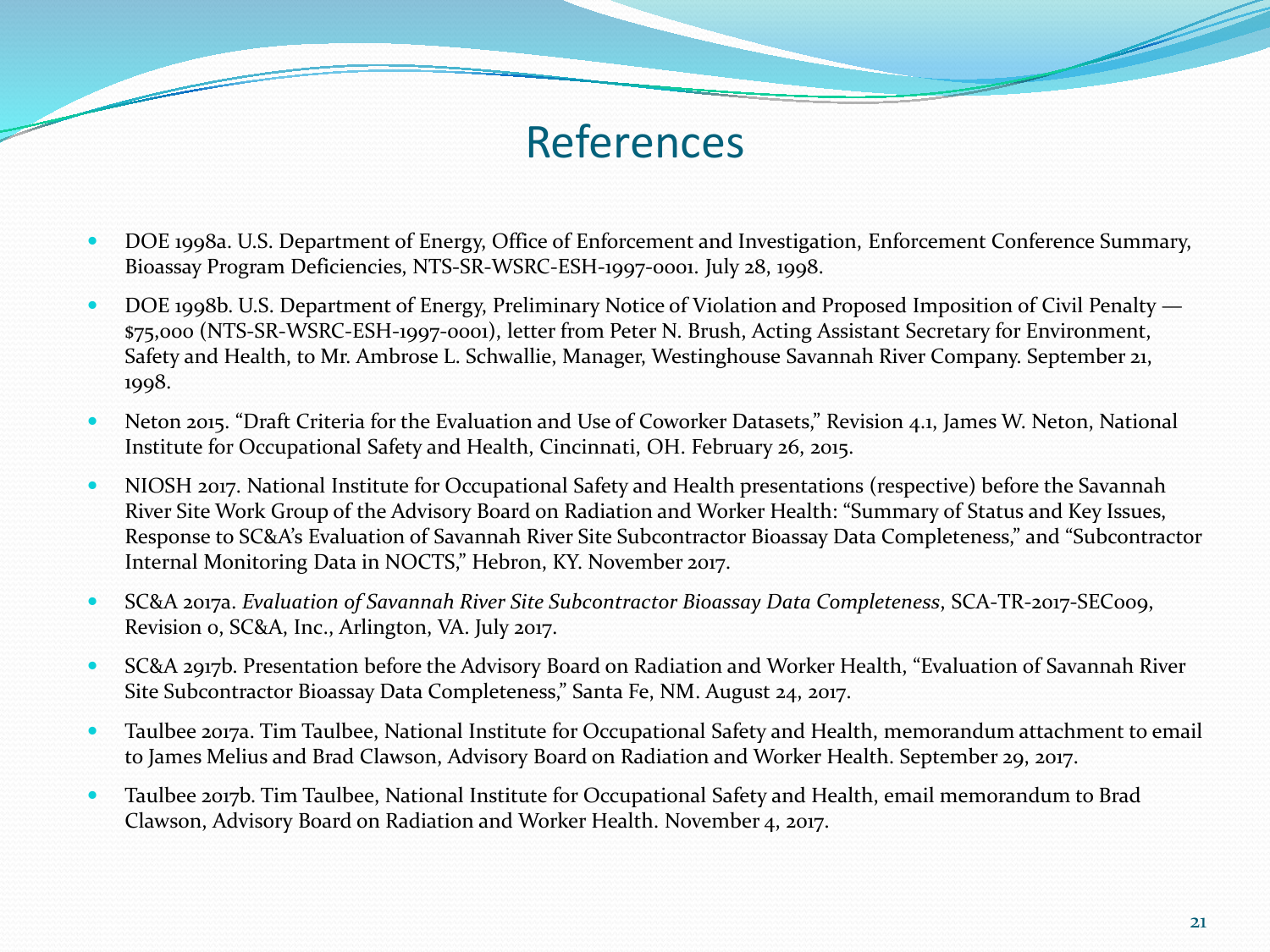# References

- DOE 1998a. U.S. Department of Energy, Office of Enforcement and Investigation, Enforcement Conference Summary, Bioassay Program Deficiencies, NTS-SR-WSRC-ESH-1997-0001. July 28, 1998.
- DOE 1998b. U.S. Department of Energy, Preliminary Notice of Violation and Proposed Imposition of Civil Penalty — $75,000 (NTS-SR-WSRC-ESH-1997-0001), letter from Peter N. Brush, Acting Assistant Secretary for Environment, Safety and Health, to Mr. Ambrose L. Schwallie, Manager, Westinghouse Savannah River Company. September 21, 1998.
- Neton 2015. "Draft Criteria for the Evaluation and Use of Coworker Datasets," Revision 4.1, James W. Neton, National Institute for Occupational Safety and Health, Cincinnati, OH. February 26, 2015.
- NIOSH 2017. National Institute for Occupational Safety and Health presentations (respective) before the Savannah River Site Work Group of the Advisory Board on Radiation and Worker Health: "Summary of Status and Key Issues, Response to SC&A's Evaluation of Savannah River Site Subcontractor Bioassay Data Completeness," and "Subcontractor Internal Monitoring Data in NOCTS," Hebron, KY. November 2017.
- SC&A 2017a. *Evaluation of Savannah River Site Subcontractor Bioassay Data Completeness*, SCA-TR-2017-SEC009, Revision 0, SC&A, Inc., Arlington, VA. July 2017.
- SC&A 2917b. Presentation before the Advisory Board on Radiation and Worker Health, "Evaluation of Savannah River Site Subcontractor Bioassay Data Completeness," Santa Fe, NM. August 24, 2017.
- Taulbee 2017a. Tim Taulbee, National Institute for Occupational Safety and Health, memorandum attachment to email to James Melius and Brad Clawson, Advisory Board on Radiation and Worker Health. September 29, 2017.
- Taulbee 2017b. Tim Taulbee, National Institute for Occupational Safety and Health, email memorandum to Brad Clawson, Advisory Board on Radiation and Worker Health. November 4, 2017.